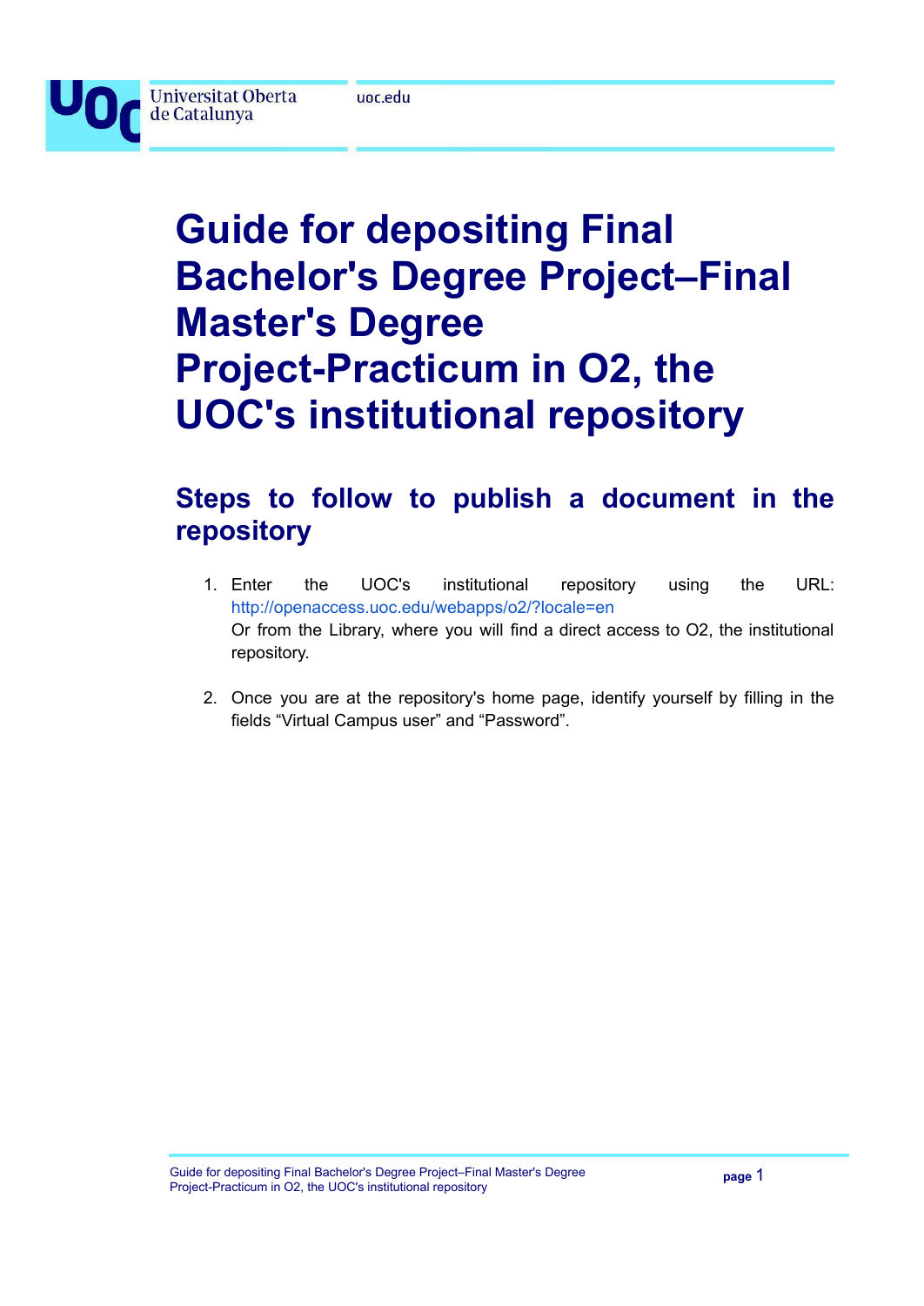# Guide for depositing Final Bachelor's Degree Project–Final Master's Degree Project-Practicum in O2, the UOC's institutional repository

## Steps to follow to publish a document in the repository

1. Enter the UOC's institutional repository using the URL: http://openaccess.uoc.edu/webapps/o2/?locale=en
   Or from the Library, where you will find a direct access to O2, the institutional repository.

2. Once you are at the repository's home page, identify yourself by filling in the fields “Virtual Campus user” and “Password”.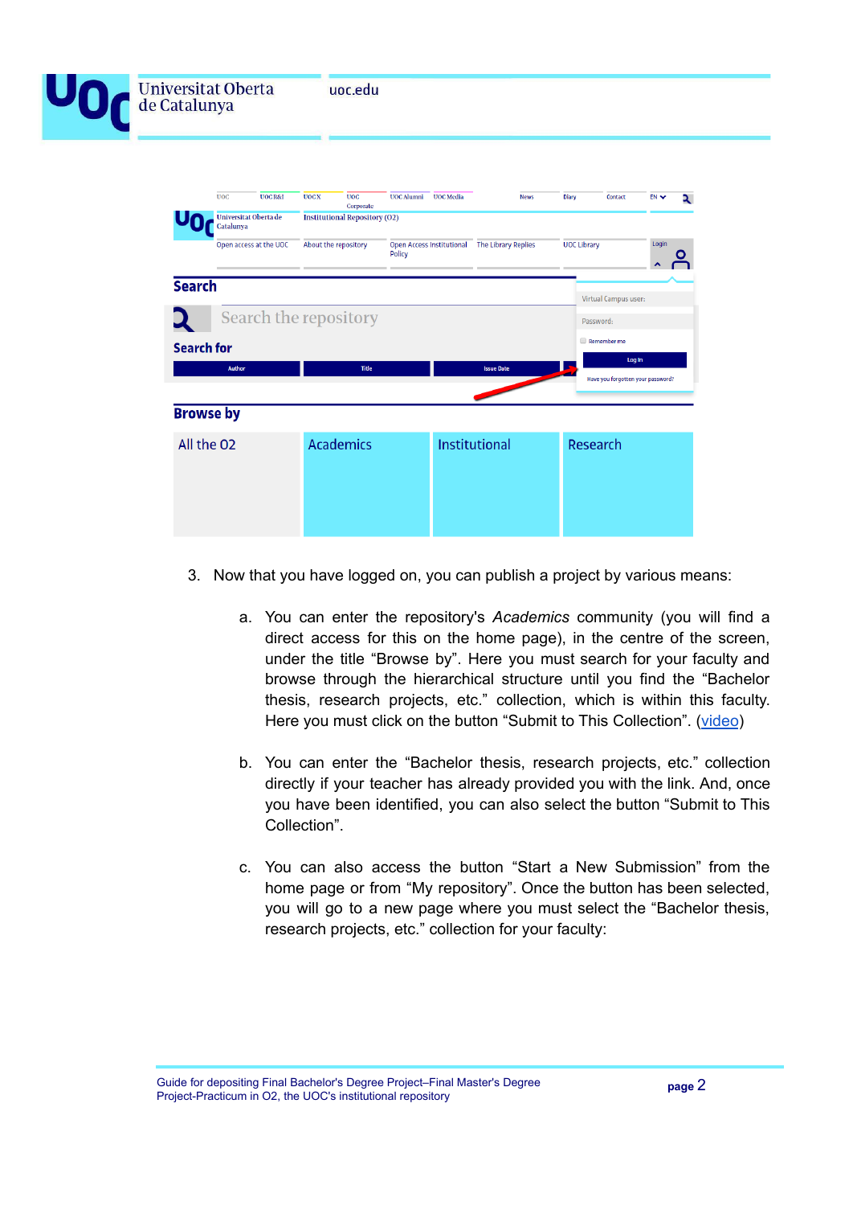3. Now that you have logged on, you can publish a project by various means:

   a. You can enter the repository's *Academics* community (you will find a direct access for this on the home page), in the centre of the screen, under the title “Browse by”. Here you must search for your faculty and browse through the hierarchical structure until you find the “Bachelor thesis, research projects, etc.” collection, which is within this faculty. Here you must click on the button “Submit to This Collection”. (video)

   b. You can enter the “Bachelor thesis, research projects, etc.” collection directly if your teacher has already provided you with the link. And, once you have been identified, you can also select the button “Submit to This Collection”.

   c. You can also access the button “Start a New Submission” from the home page or from “My repository”. Once the button has been selected, you will go to a new page where you must select the “Bachelor thesis, research projects, etc.” collection for your faculty: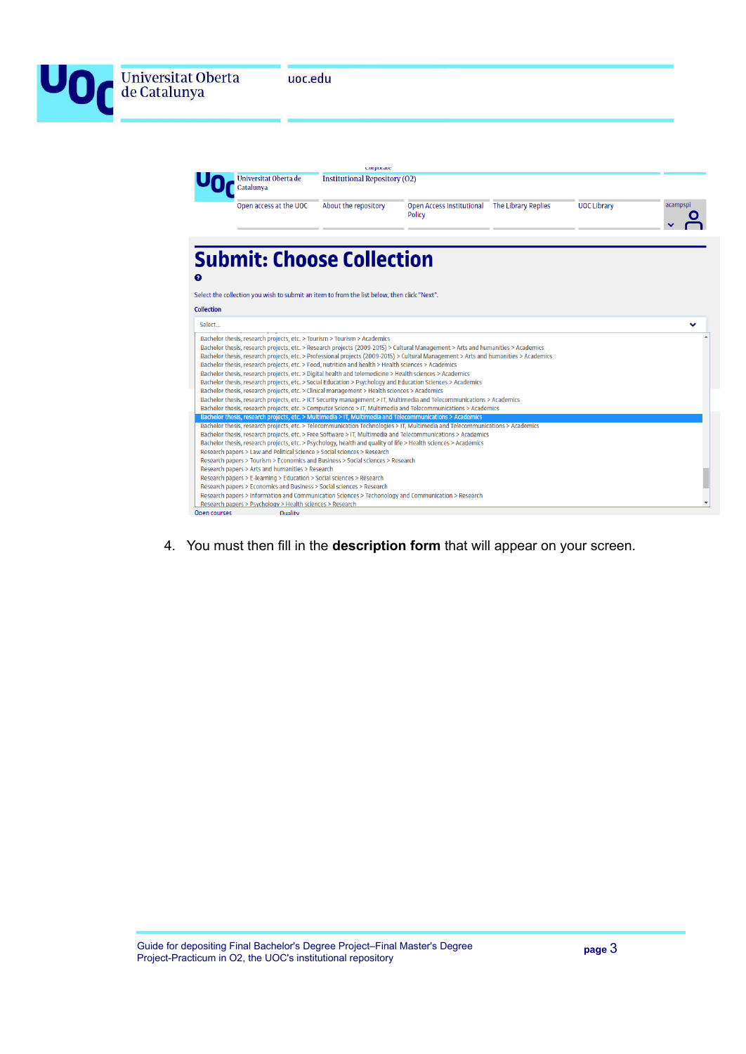Universitat Oberta de Catalunya | Institutional Repository (O2)

Open access at the UOC | About the repository | Open Access Institutional Policy | The Library Replies | UOC Library | acampspi

# Submit: Choose Collection

Select the collection you wish to submit an item to from the list below, then click "Next".

**Collection**

Select...

- Bachelor thesis, research projects, etc. > Tourism > Tourism > Academics
- Bachelor thesis, research projects, etc. > Research projects (2009-2015) > Cultural Management > Arts and humanities > Academics
- Bachelor thesis, research projects, etc. > Professional projects (2009-2015) > Cultural Management > Arts and humanities > Academics
- Bachelor thesis, research projects, etc. > Food, nutrition and health > Health sciences > Academics
- Bachelor thesis, research projects, etc. > Digital health and telemedicine > Health sciences > Academics
- Bachelor thesis, research projects, etc. > Social Education > Psychology and Education Sciences > Academics
- Bachelor thesis, research projects, etc. > Clinical management > Health sciences > Academics
- Bachelor thesis, research projects, etc. > ICT Security management > IT, Multimedia and Telecommunications > Academics
- Bachelor thesis, research projects, etc. > Computer Science > IT, Multimedia and Telecommunications > Academics
- **Bachelor thesis, research projects, etc. > Multimedia > IT, Multimedia and Telecommunications > Academics**
- Bachelor thesis, research projects, etc. > Telecommunication Technologies > IT, Multimedia and Telecommunications > Academics
- Bachelor thesis, research projects, etc. > Free Software > IT, Multimedia and Telecommunications > Academics
- Bachelor thesis, research projects, etc. > Psychology, health and quality of life > Health sciences > Academics
- Research papers > Law and Political Science > Social sciences > Research
- Research papers > Tourism > Economics and Business > Social sciences > Research
- Research papers > Arts and humanities > Research
- Research papers > E-learning > Education > Social sciences > Research
- Research papers > Economics and Business > Social sciences > Research
- Research papers > Information and Communication Sciences > Techonology and Communication > Research
- Research papers > Psychology > Health sciences > Research

4. You must then fill in the **description form** that will appear on your screen.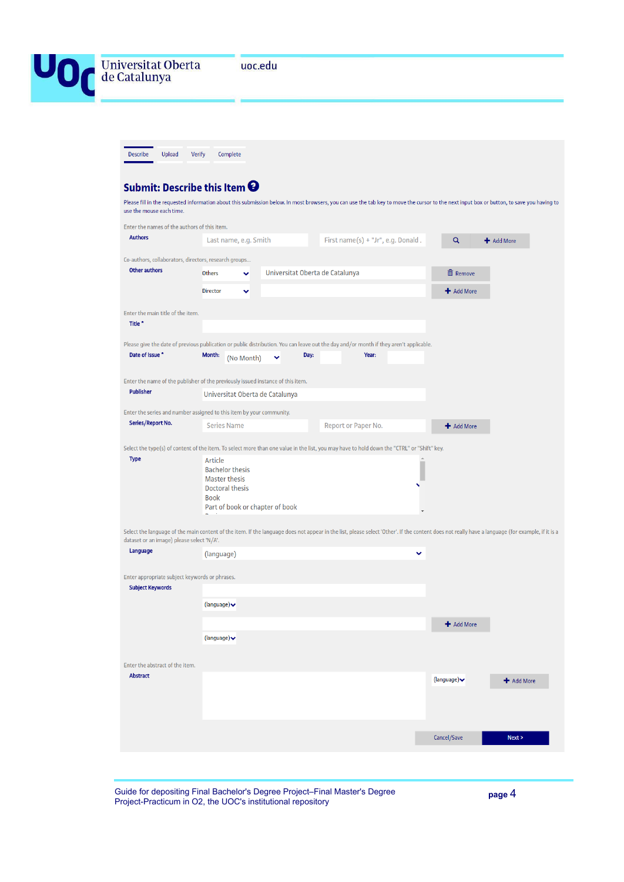Describe | Upload | Verify | Complete

## Submit: Describe this Item

Please fill in the requested information about this submission below. In most browsers, you can use the tab key to move the cursor to the next input box or button, to save you having to use the mouse each time.

Enter the names of the authors of this item.

**Authors** — Last name, e.g. Smith | First name(s) + "Jr", e.g. Donald | Add More

Co-authors, collaborators, directors, research groups...

**Other authors** — Others: Universitat Oberta de Catalunya | Remove
Director: | Add More

Enter the main title of the item.

**Title ***

Please give the date of previous publication or public distribution. You can leave out the day and/or month if they aren't applicable.

**Date of Issue *** — Month: (No Month) | Day: | Year:

Enter the name of the publisher of the previously issued instance of this item.

**Publisher** — Universitat Oberta de Catalunya

Enter the series and number assigned to this item by your community.

**Series/Report No.** — Series Name | Report or Paper No. | Add More

Select the type(s) of content of the item. To select more than one value in the list, you may have to hold down the "CTRL" or "Shift" key.

**Type**
- Article
- Bachelor thesis
- Master thesis
- Doctoral thesis
- Book
- Part of book or chapter of book

Select the language of the main content of the item. If the language does not appear in the list, please select 'Other'. If the content does not really have a language (for example, if it is a dataset or an image) please select 'N/A'.

**Language** — (language)

Enter appropriate subject keywords or phrases.

**Subject Keywords** — (language) | (language) | Add More

Enter the abstract of the item.

**Abstract** — (language) | Add More

Cancel/Save | Next >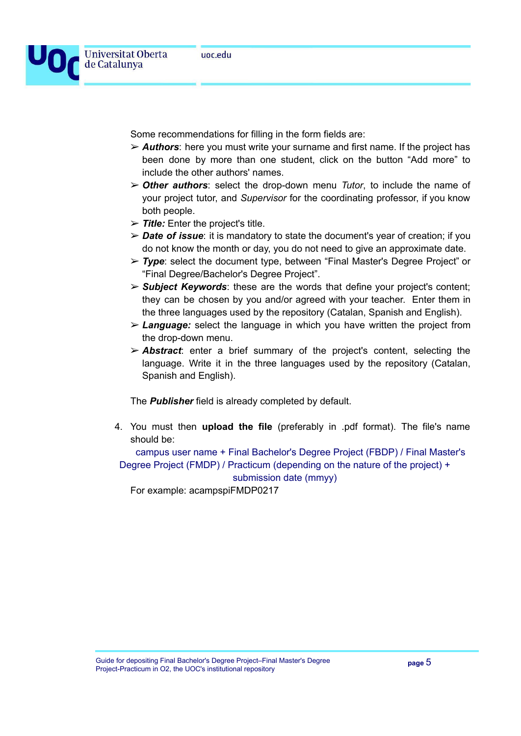Some recommendations for filling in the form fields are:

- ***Authors***: here you must write your surname and first name. If the project has been done by more than one student, click on the button “Add more” to include the other authors' names.
- ***Other authors***: select the drop-down menu *Tutor*, to include the name of your project tutor, and *Supervisor* for the coordinating professor, if you know both people.
- ***Title:*** Enter the project's title.
- ***Date of issue***: it is mandatory to state the document's year of creation; if you do not know the month or day, you do not need to give an approximate date.
- ***Type***: select the document type, between “Final Master's Degree Project” or “Final Degree/Bachelor's Degree Project”.
- ***Subject Keywords***: these are the words that define your project's content; they can be chosen by you and/or agreed with your teacher. Enter them in the three languages used by the repository (Catalan, Spanish and English).
- ***Language:*** select the language in which you have written the project from the drop-down menu.
- ***Abstract***: enter a brief summary of the project's content, selecting the language. Write it in the three languages used by the repository (Catalan, Spanish and English).

The ***Publisher*** field is already completed by default.

4. You must then **upload the file** (preferably in .pdf format). The file's name should be:

   campus user name + Final Bachelor's Degree Project (FBDP) / Final Master's Degree Project (FMDP) / Practicum (depending on the nature of the project) + submission date (mmyy)

   For example: acampspiFMDP0217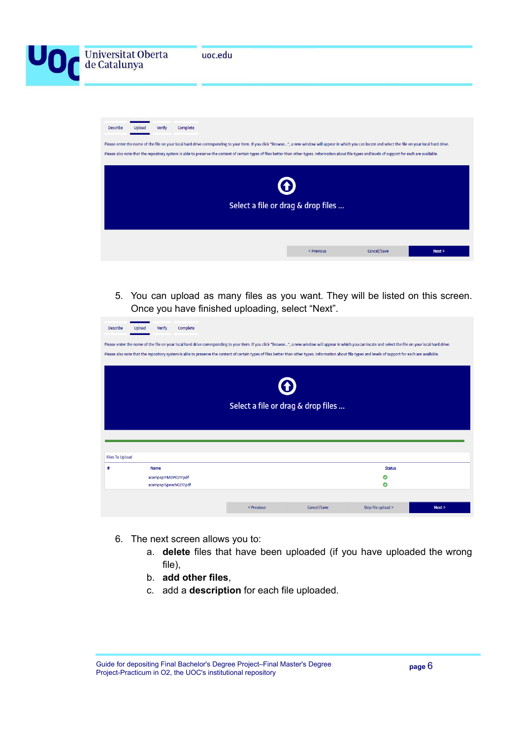5. You can upload as many files as you want. They will be listed on this screen. Once you have finished uploading, select “Next”.

6. The next screen allows you to:
   a. **delete** files that have been uploaded (if you have uploaded the wrong file),
   b. **add other files**,
   c. add a **description** for each file uploaded.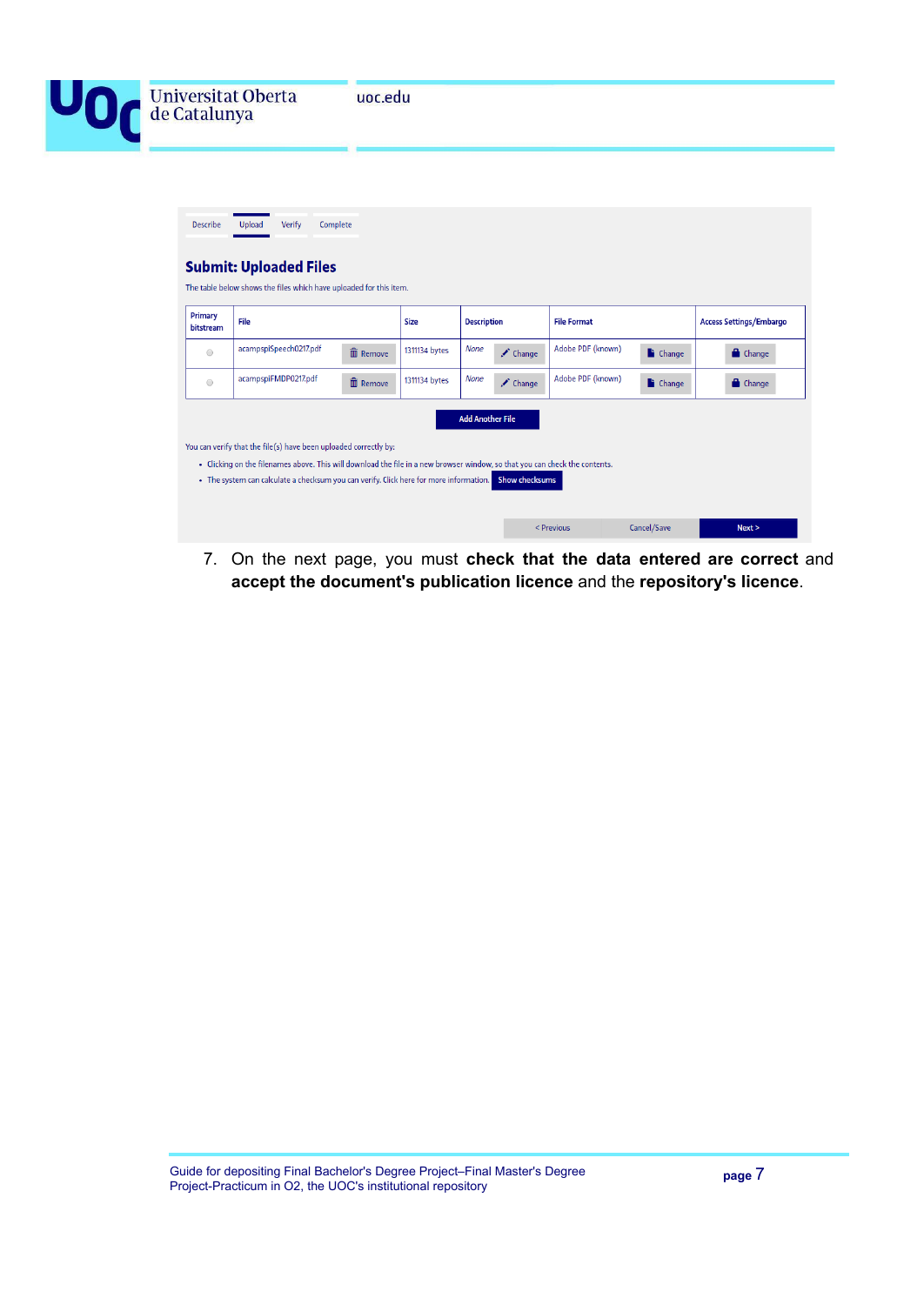Describe | Upload | Verify | Complete

## Submit: Uploaded Files

The table below shows the files which have uploaded for this item.

| Primary bitstream | File | Size | Description | File Format | Access Settings/Embargo |
|---|---|---|---|---|---|
| ○ | acampspiSpeech0217.pdf Remove | 1311134 bytes | None Change | Adobe PDF (known) Change | Change |
| ○ | acampspiFMDP0217.pdf Remove | 1311134 bytes | None Change | Adobe PDF (known) Change | Change |

Add Another File

You can verify that the file(s) have been uploaded correctly by:

- Clicking on the filenames above. This will download the file in a new browser window, so that you can check the contents.
- The system can calculate a checksum you can verify. Click here for more information. Show checksums

< Previous | Cancel/Save | Next >

7. On the next page, you must **check that the data entered are correct** and **accept the document's publication licence** and the **repository's licence**.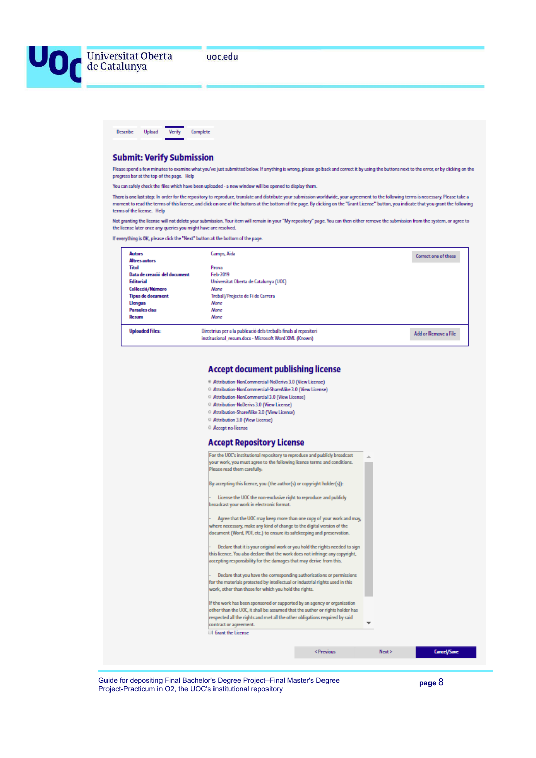Describe | Upload | Verify | Complete

## Submit: Verify Submission

Please spend a few minutes to examine what you've just submitted below. If anything is wrong, please go back and correct it by using the buttons next to the error, or by clicking on the progress bar at the top of the page. Help

You can safely check the files which have been uploaded - a new window will be opened to display them.

There is one last step: In order for the repository to reproduce, translate and distribute your submission worldwide, your agreement to the following terms is necessary. Please take a moment to read the terms of this license, and click on one of the buttons at the bottom of the page. By clicking on the "Grant License" button, you indicate that you grant the following terms of the license. Help

Not granting the license will not delete your submission. Your item will remain in your "My repository" page. You can then either remove the submission from the system, or agree to the license later once any queries you might have are resolved.

If everything is OK, please click the "Next" button at the bottom of the page.

| | | |
|---|---|---|
| **Autors** | Camps, Aida | Correct one of these |
| **Altres autors** | | |
| **Títol** | Prova | |
| **Data de creació del document** | Feb-2019 | |
| **Editorial** | Universitat Oberta de Catalunya (UOC) | |
| **Col·lecció/Número** | *None* | |
| **Tipus de document** | Treball/Projecte de Fi de Carrera | |
| **Llengua** | *None* | |
| **Paraules clau** | *None* | |
| **Resum** | *None* | |
| **Uploaded Files:** | Directrius per a la publicació dels treballs finals al repositori institucional_resum.docx - Microsoft Word XML (Known) | Add or Remove a File |

## Accept document publishing license

- Attribution-NonCommercial-NoDerivs 3.0 (View License)
- Attribution-NonCommercial-ShareAlike 3.0 (View License)
- Attribution-NonCommercial 3.0 (View License)
- Attribution-NoDerivs 3.0 (View License)
- Attribution-ShareAlike 3.0 (View License)
- Attribution 3.0 (View License)
- Accept no-license

## Accept Repository License

For the UOC's institutional repository to reproduce and publicly broadcast your work, you must agree to the following licence terms and conditions. Please read them carefully:

By accepting this licence, you (the author(s) or copyright holder(s)):

- License the UOC the non-exclusive right to reproduce and publicly broadcast your work in electronic format.

- Agree that the UOC may keep more than one copy of your work and may, where necessary, make any kind of change to the digital version of the document (Word, PDF, etc.) to ensure its safekeeping and preservation.

- Declare that it is your original work or you hold the rights needed to sign this licence. You also declare that the work does not infringe any copyright, accepting responsibility for the damages that may derive from this.

- Declare that you have the corresponding authorisations or permissions for the materials protected by intellectual or industrial rights used in this work, other than those for which you hold the rights.

If the work has been sponsored or supported by an agency or organisation other than the UOC, it shall be assumed that the author or rights holder has respected all the rights and met all the other obligations required by said contract or agreement.

☐ I Grant the License

< Previous | Next > | Cancel/Save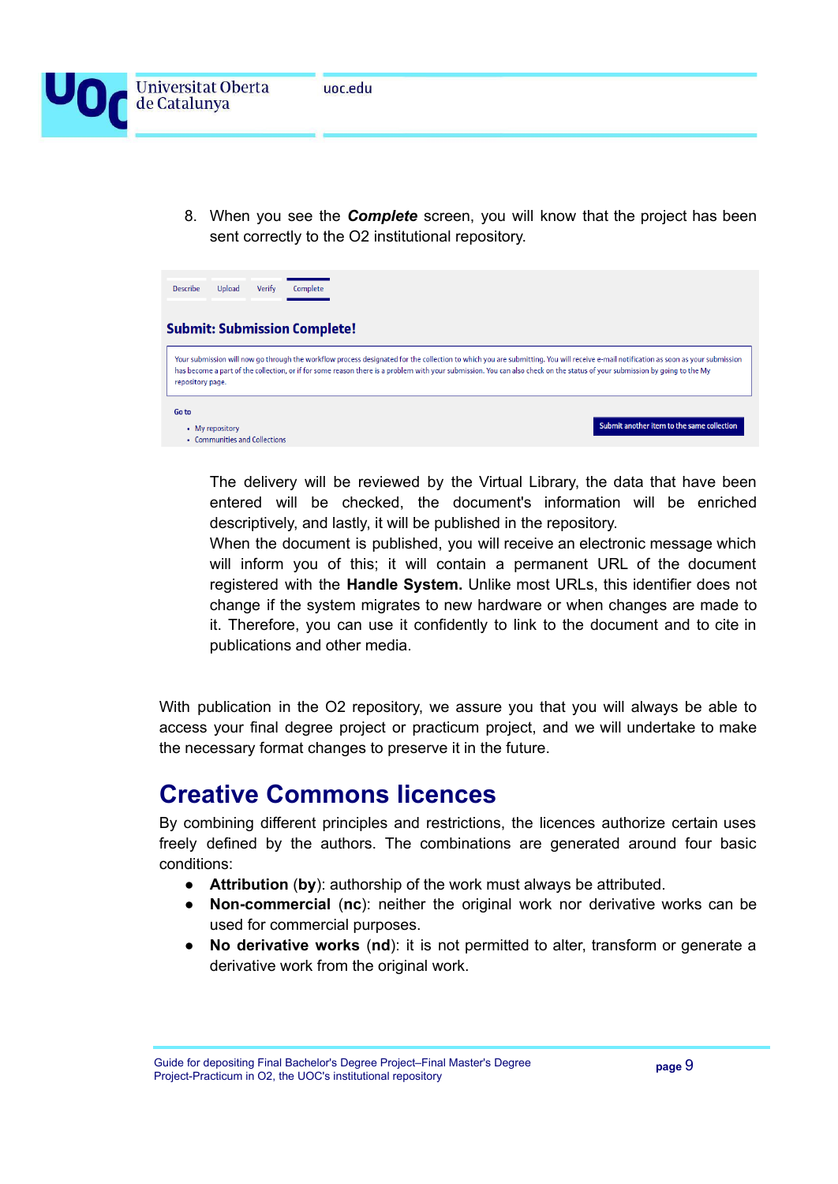8. When you see the ***Complete*** screen, you will know that the project has been sent correctly to the O2 institutional repository.

Describe | Upload | Verify | Complete

**Submit: Submission Complete!**

Your submission will now go through the workflow process designated for the collection to which you are submitting. You will receive e-mail notification as soon as your submission has become a part of the collection, or if for some reason there is a problem with your submission. You can also check on the status of your submission by going to the My repository page.

Go to

- My repository
- Communities and Collections

Submit another item to the same collection

The delivery will be reviewed by the Virtual Library, the data that have been entered will be checked, the document's information will be enriched descriptively, and lastly, it will be published in the repository.
When the document is published, you will receive an electronic message which will inform you of this; it will contain a permanent URL of the document registered with the **Handle System.** Unlike most URLs, this identifier does not change if the system migrates to new hardware or when changes are made to it. Therefore, you can use it confidently to link to the document and to cite in publications and other media.

With publication in the O2 repository, we assure you that you will always be able to access your final degree project or practicum project, and we will undertake to make the necessary format changes to preserve it in the future.

# Creative Commons licences

By combining different principles and restrictions, the licences authorize certain uses freely defined by the authors. The combinations are generated around four basic conditions:

- **Attribution** (**by**): authorship of the work must always be attributed.
- **Non-commercial** (**nc**): neither the original work nor derivative works can be used for commercial purposes.
- **No derivative works** (**nd**): it is not permitted to alter, transform or generate a derivative work from the original work.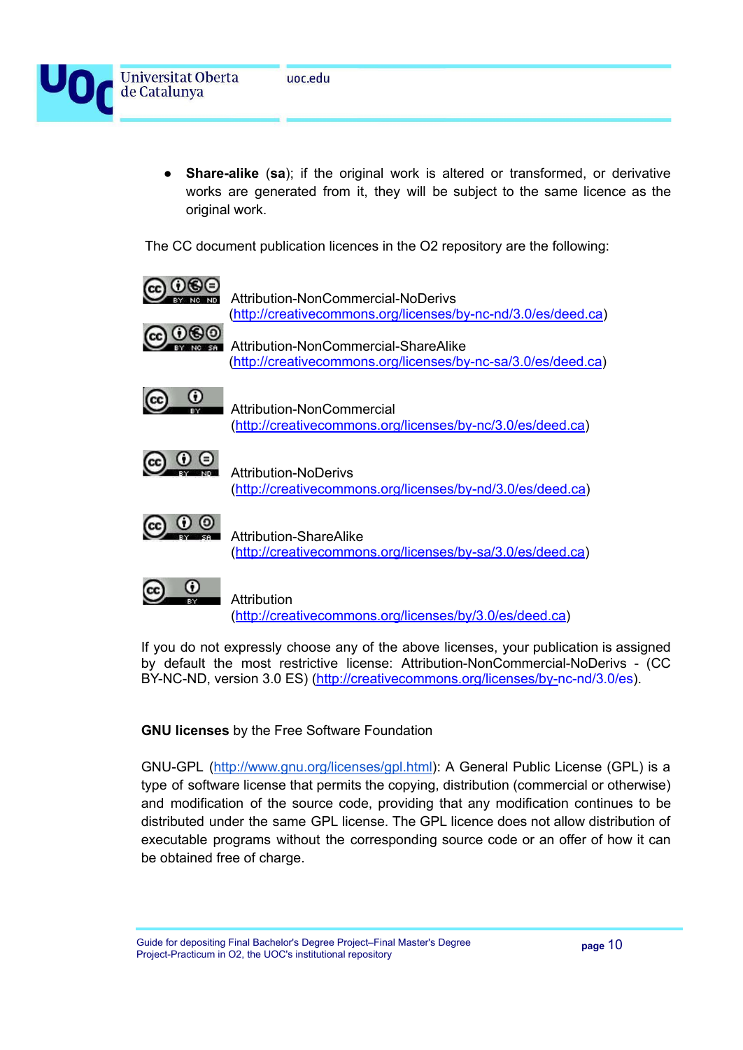- **Share-alike** (**sa**); if the original work is altered or transformed, or derivative works are generated from it, they will be subject to the same licence as the original work.

The CC document publication licences in the O2 repository are the following:

Attribution-NonCommercial-NoDerivs (http://creativecommons.org/licenses/by-nc-nd/3.0/es/deed.ca)

Attribution-NonCommercial-ShareAlike (http://creativecommons.org/licenses/by-nc-sa/3.0/es/deed.ca)

Attribution-NonCommercial (http://creativecommons.org/licenses/by-nc/3.0/es/deed.ca)

Attribution-NoDerivs (http://creativecommons.org/licenses/by-nd/3.0/es/deed.ca)

Attribution-ShareAlike (http://creativecommons.org/licenses/by-sa/3.0/es/deed.ca)

Attribution (http://creativecommons.org/licenses/by/3.0/es/deed.ca)

If you do not expressly choose any of the above licenses, your publication is assigned by default the most restrictive license: Attribution-NonCommercial-NoDerivs - (CC BY-NC-ND, version 3.0 ES) (http://creativecommons.org/licenses/by-nc-nd/3.0/es).

**GNU licenses** by the Free Software Foundation

GNU-GPL (http://www.gnu.org/licenses/gpl.html): A General Public License (GPL) is a type of software license that permits the copying, distribution (commercial or otherwise) and modification of the source code, providing that any modification continues to be distributed under the same GPL license. The GPL licence does not allow distribution of executable programs without the corresponding source code or an offer of how it can be obtained free of charge.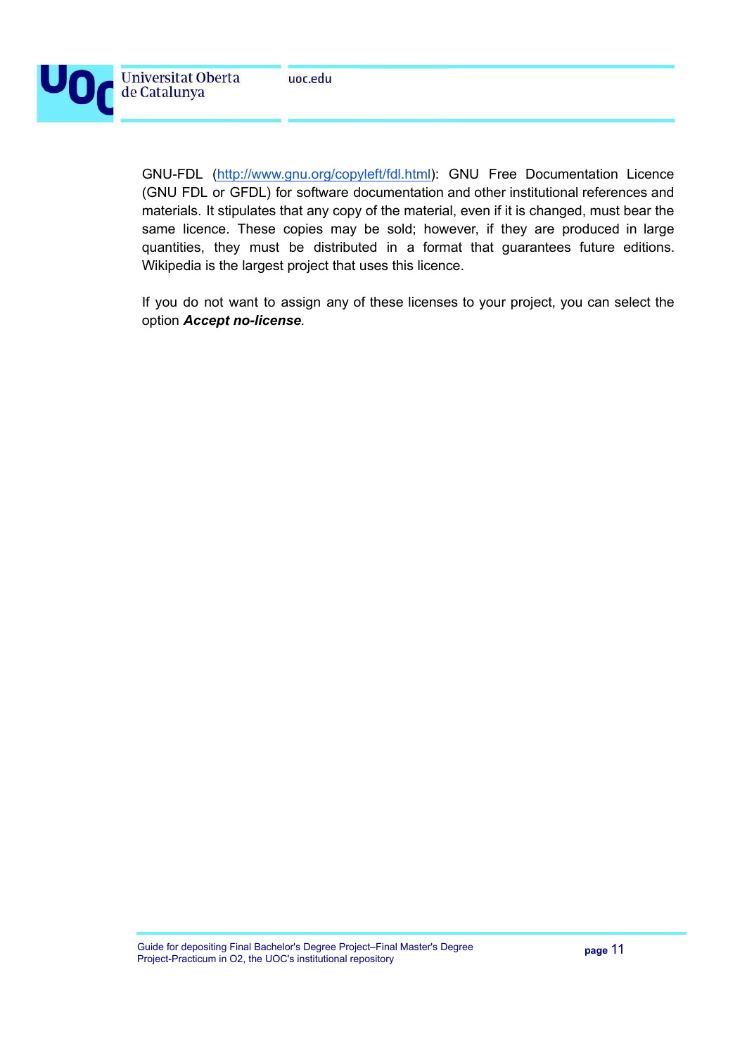GNU-FDL ([http://www.gnu.org/copyleft/fdl.html](http://www.gnu.org/copyleft/fdl.html)): GNU Free Documentation Licence (GNU FDL or GFDL) for software documentation and other institutional references and materials. It stipulates that any copy of the material, even if it is changed, must bear the same licence. These copies may be sold; however, if they are produced in large quantities, they must be distributed in a format that guarantees future editions. Wikipedia is the largest project that uses this licence.

If you do not want to assign any of these licenses to your project, you can select the option ***Accept no-license***.